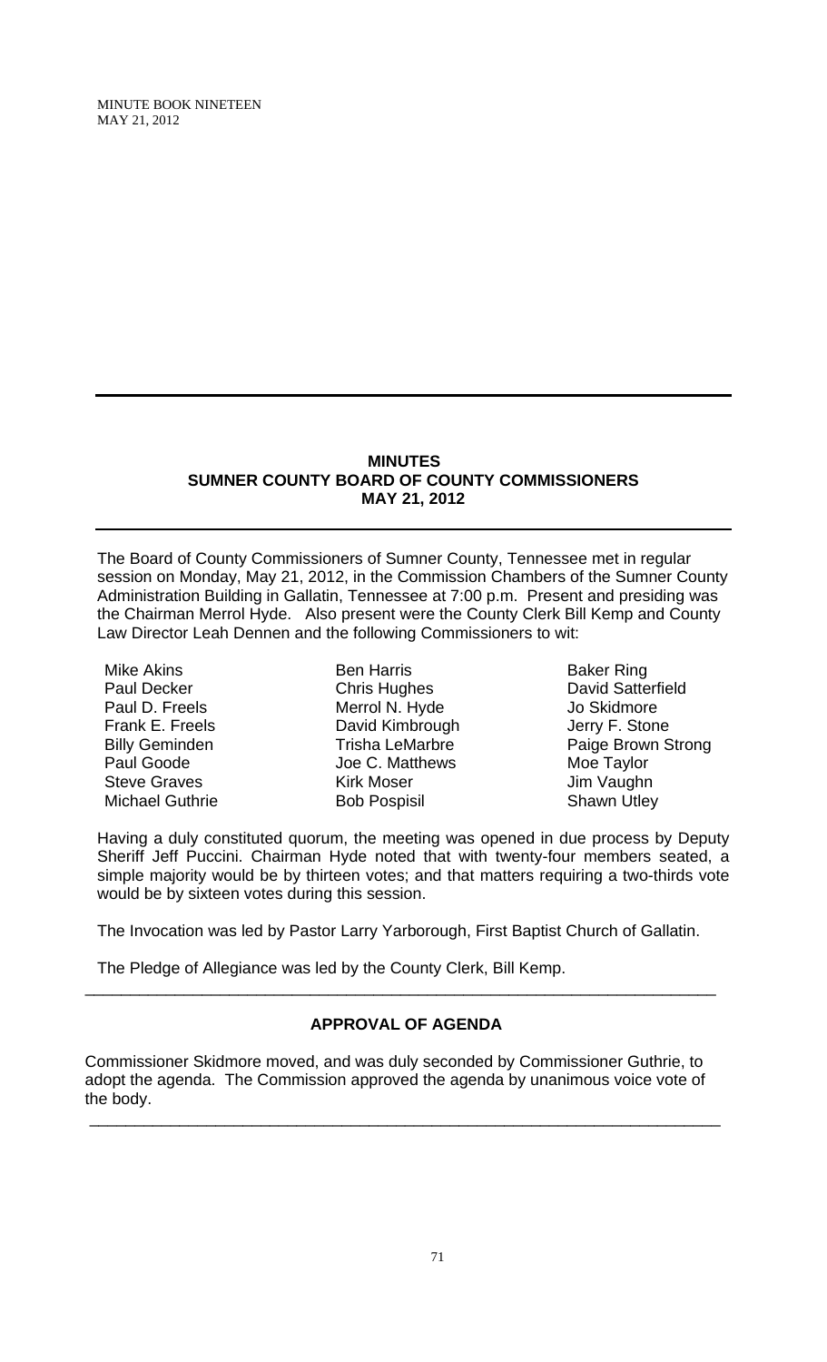## MINUTES
## SUMNER COUNTY BOARD OF COUNTY COMMISSIONERS
## MAY 21, 2012

The Board of County Commissioners of Sumner County, Tennessee met in regular session on Monday, May 21, 2012, in the Commission Chambers of the Sumner County Administration Building in Gallatin, Tennessee at 7:00 p.m. Present and presiding was the Chairman Merrol Hyde. Also present were the County Clerk Bill Kemp and County Law Director Leah Dennen and the following Commissioners to wit:

| | | |
|---|---|---|
| Mike Akins | Ben Harris | Baker Ring |
| Paul Decker | Chris Hughes | David Satterfield |
| Paul D. Freels | Merrol N. Hyde | Jo Skidmore |
| Frank E. Freels | David Kimbrough | Jerry F. Stone |
| Billy Geminden | Trisha LeMarbre | Paige Brown Strong |
| Paul Goode | Joe C. Matthews | Moe Taylor |
| Steve Graves | Kirk Moser | Jim Vaughn |
| Michael Guthrie | Bob Pospisil | Shawn Utley |

Having a duly constituted quorum, the meeting was opened in due process by Deputy Sheriff Jeff Puccini. Chairman Hyde noted that with twenty-four members seated, a simple majority would be by thirteen votes; and that matters requiring a two-thirds vote would be by sixteen votes during this session.

The Invocation was led by Pastor Larry Yarborough, First Baptist Church of Gallatin.

The Pledge of Allegiance was led by the County Clerk, Bill Kemp.

---

### APPROVAL OF AGENDA

Commissioner Skidmore moved, and was duly seconded by Commissioner Guthrie, to adopt the agenda. The Commission approved the agenda by unanimous voice vote of the body.

---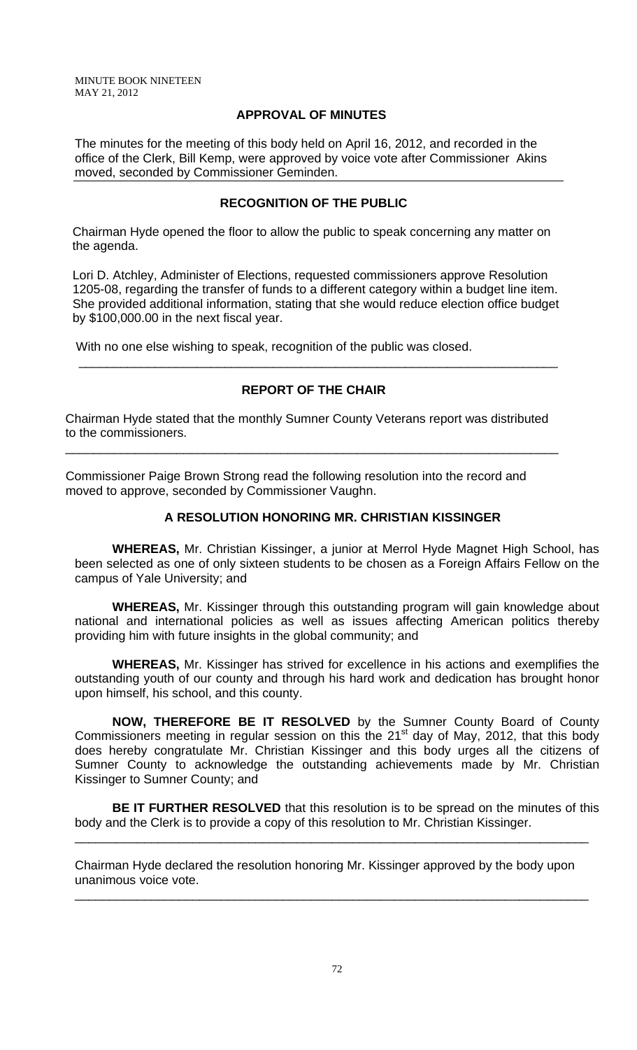## APPROVAL OF MINUTES

The minutes for the meeting of this body held on April 16, 2012, and recorded in the office of the Clerk, Bill Kemp, were approved by voice vote after Commissioner Akins moved, seconded by Commissioner Geminden.

## RECOGNITION OF THE PUBLIC

Chairman Hyde opened the floor to allow the public to speak concerning any matter on the agenda.

Lori D. Atchley, Administer of Elections, requested commissioners approve Resolution 1205-08, regarding the transfer of funds to a different category within a budget line item. She provided additional information, stating that she would reduce election office budget by $100,000.00 in the next fiscal year.

With no one else wishing to speak, recognition of the public was closed.

---

## REPORT OF THE CHAIR

Chairman Hyde stated that the monthly Sumner County Veterans report was distributed to the commissioners.

---

Commissioner Paige Brown Strong read the following resolution into the record and moved to approve, seconded by Commissioner Vaughn.

### A RESOLUTION HONORING MR. CHRISTIAN KISSINGER

**WHEREAS,** Mr. Christian Kissinger, a junior at Merrol Hyde Magnet High School, has been selected as one of only sixteen students to be chosen as a Foreign Affairs Fellow on the campus of Yale University; and

**WHEREAS,** Mr. Kissinger through this outstanding program will gain knowledge about national and international policies as well as issues affecting American politics thereby providing him with future insights in the global community; and

**WHEREAS,** Mr. Kissinger has strived for excellence in his actions and exemplifies the outstanding youth of our county and through his hard work and dedication has brought honor upon himself, his school, and this county.

**NOW, THEREFORE BE IT RESOLVED** by the Sumner County Board of County Commissioners meeting in regular session on this the 21st day of May, 2012, that this body does hereby congratulate Mr. Christian Kissinger and this body urges all the citizens of Sumner County to acknowledge the outstanding achievements made by Mr. Christian Kissinger to Sumner County; and

**BE IT FURTHER RESOLVED** that this resolution is to be spread on the minutes of this body and the Clerk is to provide a copy of this resolution to Mr. Christian Kissinger.

---

Chairman Hyde declared the resolution honoring Mr. Kissinger approved by the body upon unanimous voice vote.

---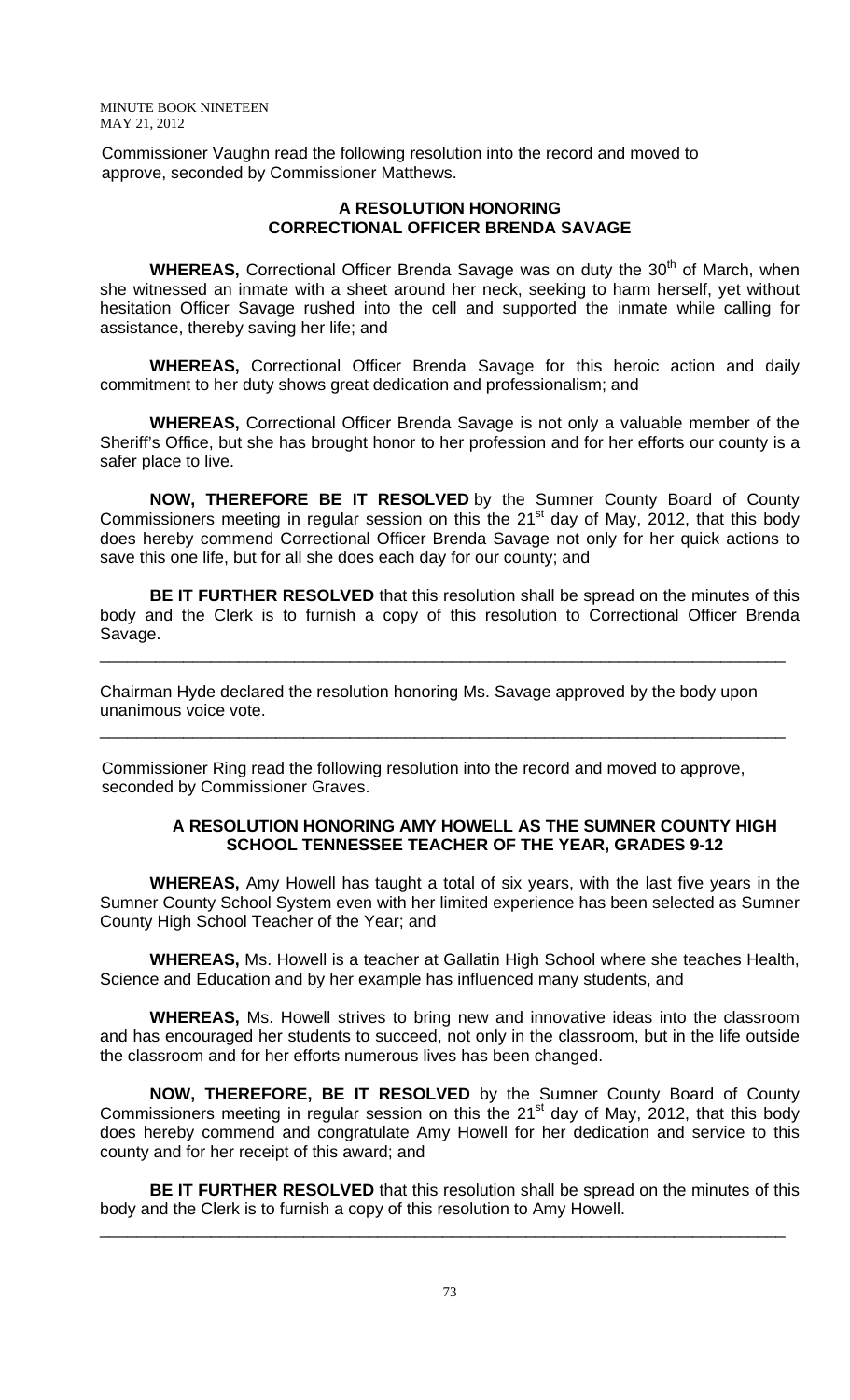Commissioner Vaughn read the following resolution into the record and moved to approve, seconded by Commissioner Matthews.

### A RESOLUTION HONORING CORRECTIONAL OFFICER BRENDA SAVAGE

**WHEREAS,** Correctional Officer Brenda Savage was on duty the 30th of March, when she witnessed an inmate with a sheet around her neck, seeking to harm herself, yet without hesitation Officer Savage rushed into the cell and supported the inmate while calling for assistance, thereby saving her life; and

**WHEREAS,** Correctional Officer Brenda Savage for this heroic action and daily commitment to her duty shows great dedication and professionalism; and

**WHEREAS,** Correctional Officer Brenda Savage is not only a valuable member of the Sheriff's Office, but she has brought honor to her profession and for her efforts our county is a safer place to live.

**NOW, THEREFORE BE IT RESOLVED** by the Sumner County Board of County Commissioners meeting in regular session on this the 21st day of May, 2012, that this body does hereby commend Correctional Officer Brenda Savage not only for her quick actions to save this one life, but for all she does each day for our county; and

**BE IT FURTHER RESOLVED** that this resolution shall be spread on the minutes of this body and the Clerk is to furnish a copy of this resolution to Correctional Officer Brenda Savage.

---

Chairman Hyde declared the resolution honoring Ms. Savage approved by the body upon unanimous voice vote.

---

Commissioner Ring read the following resolution into the record and moved to approve, seconded by Commissioner Graves.

### A RESOLUTION HONORING AMY HOWELL AS THE SUMNER COUNTY HIGH SCHOOL TENNESSEE TEACHER OF THE YEAR, GRADES 9-12

**WHEREAS,** Amy Howell has taught a total of six years, with the last five years in the Sumner County School System even with her limited experience has been selected as Sumner County High School Teacher of the Year; and

**WHEREAS,** Ms. Howell is a teacher at Gallatin High School where she teaches Health, Science and Education and by her example has influenced many students, and

**WHEREAS,** Ms. Howell strives to bring new and innovative ideas into the classroom and has encouraged her students to succeed, not only in the classroom, but in the life outside the classroom and for her efforts numerous lives has been changed.

**NOW, THEREFORE, BE IT RESOLVED** by the Sumner County Board of County Commissioners meeting in regular session on this the 21st day of May, 2012, that this body does hereby commend and congratulate Amy Howell for her dedication and service to this county and for her receipt of this award; and

**BE IT FURTHER RESOLVED** that this resolution shall be spread on the minutes of this body and the Clerk is to furnish a copy of this resolution to Amy Howell.

---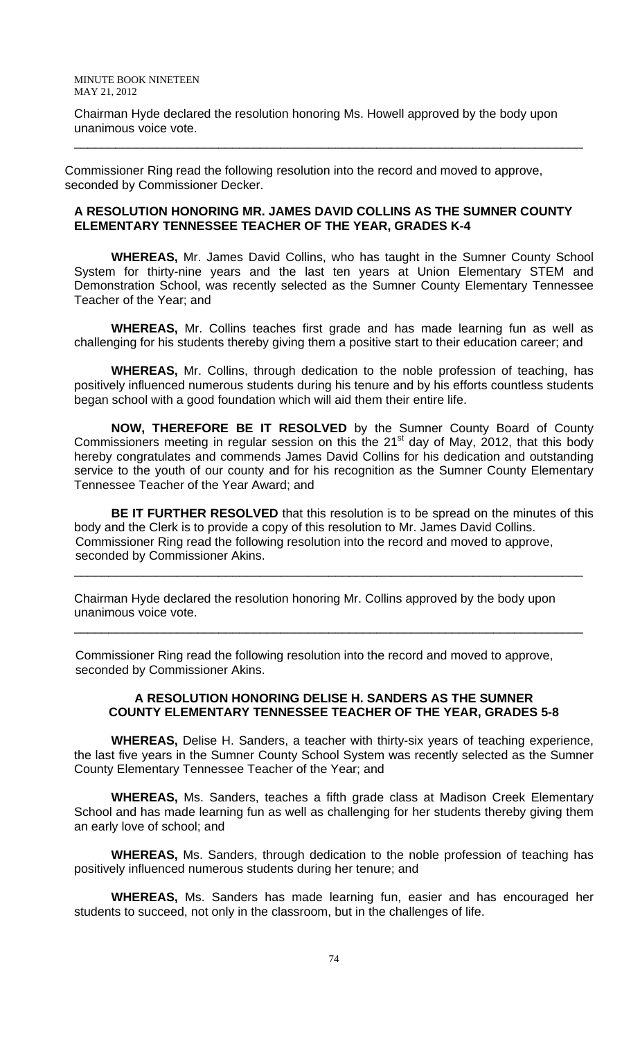Chairman Hyde declared the resolution honoring Ms. Howell approved by the body upon unanimous voice vote.

---

Commissioner Ring read the following resolution into the record and moved to approve, seconded by Commissioner Decker.

**A RESOLUTION HONORING MR. JAMES DAVID COLLINS AS THE SUMNER COUNTY ELEMENTARY TENNESSEE TEACHER OF THE YEAR, GRADES K-4**

**WHEREAS,** Mr. James David Collins, who has taught in the Sumner County School System for thirty-nine years and the last ten years at Union Elementary STEM and Demonstration School, was recently selected as the Sumner County Elementary Tennessee Teacher of the Year; and

**WHEREAS,** Mr. Collins teaches first grade and has made learning fun as well as challenging for his students thereby giving them a positive start to their education career; and

**WHEREAS,** Mr. Collins, through dedication to the noble profession of teaching, has positively influenced numerous students during his tenure and by his efforts countless students began school with a good foundation which will aid them their entire life.

**NOW, THEREFORE BE IT RESOLVED** by the Sumner County Board of County Commissioners meeting in regular session on this the 21st day of May, 2012, that this body hereby congratulates and commends James David Collins for his dedication and outstanding service to the youth of our county and for his recognition as the Sumner County Elementary Tennessee Teacher of the Year Award; and

**BE IT FURTHER RESOLVED** that this resolution is to be spread on the minutes of this body and the Clerk is to provide a copy of this resolution to Mr. James David Collins.
Commissioner Ring read the following resolution into the record and moved to approve, seconded by Commissioner Akins.

---

Chairman Hyde declared the resolution honoring Mr. Collins approved by the body upon unanimous voice vote.

---

Commissioner Ring read the following resolution into the record and moved to approve, seconded by Commissioner Akins.

**A RESOLUTION HONORING DELISE H. SANDERS AS THE SUMNER COUNTY ELEMENTARY TENNESSEE TEACHER OF THE YEAR, GRADES 5-8**

**WHEREAS,** Delise H. Sanders, a teacher with thirty-six years of teaching experience, the last five years in the Sumner County School System was recently selected as the Sumner County Elementary Tennessee Teacher of the Year; and

**WHEREAS,** Ms. Sanders, teaches a fifth grade class at Madison Creek Elementary School and has made learning fun as well as challenging for her students thereby giving them an early love of school; and

**WHEREAS,** Ms. Sanders, through dedication to the noble profession of teaching has positively influenced numerous students during her tenure; and

**WHEREAS,** Ms. Sanders has made learning fun, easier and has encouraged her students to succeed, not only in the classroom, but in the challenges of life.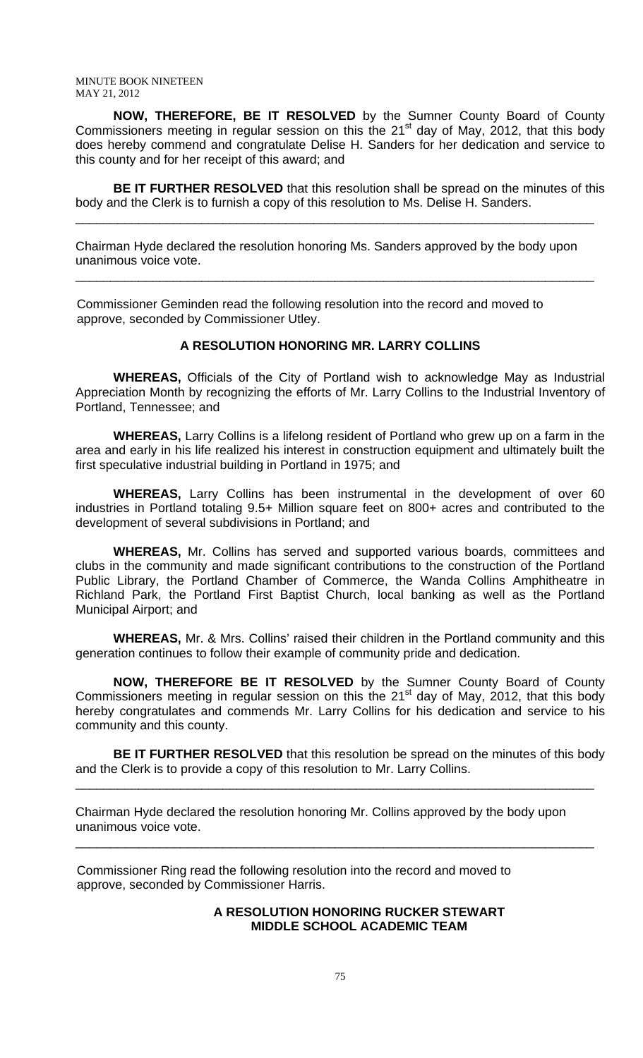**NOW, THEREFORE, BE IT RESOLVED** by the Sumner County Board of County Commissioners meeting in regular session on this the 21st day of May, 2012, that this body does hereby commend and congratulate Delise H. Sanders for her dedication and service to this county and for her receipt of this award; and

**BE IT FURTHER RESOLVED** that this resolution shall be spread on the minutes of this body and the Clerk is to furnish a copy of this resolution to Ms. Delise H. Sanders.

---

Chairman Hyde declared the resolution honoring Ms. Sanders approved by the body upon unanimous voice vote.

---

Commissioner Geminden read the following resolution into the record and moved to approve, seconded by Commissioner Utley.

**A RESOLUTION HONORING MR. LARRY COLLINS**

**WHEREAS,** Officials of the City of Portland wish to acknowledge May as Industrial Appreciation Month by recognizing the efforts of Mr. Larry Collins to the Industrial Inventory of Portland, Tennessee; and

**WHEREAS,** Larry Collins is a lifelong resident of Portland who grew up on a farm in the area and early in his life realized his interest in construction equipment and ultimately built the first speculative industrial building in Portland in 1975; and

**WHEREAS,** Larry Collins has been instrumental in the development of over 60 industries in Portland totaling 9.5+ Million square feet on 800+ acres and contributed to the development of several subdivisions in Portland; and

**WHEREAS,** Mr. Collins has served and supported various boards, committees and clubs in the community and made significant contributions to the construction of the Portland Public Library, the Portland Chamber of Commerce, the Wanda Collins Amphitheatre in Richland Park, the Portland First Baptist Church, local banking as well as the Portland Municipal Airport; and

**WHEREAS,** Mr. & Mrs. Collins' raised their children in the Portland community and this generation continues to follow their example of community pride and dedication.

**NOW, THEREFORE BE IT RESOLVED** by the Sumner County Board of County Commissioners meeting in regular session on this the 21st day of May, 2012, that this body hereby congratulates and commends Mr. Larry Collins for his dedication and service to his community and this county.

**BE IT FURTHER RESOLVED** that this resolution be spread on the minutes of this body and the Clerk is to provide a copy of this resolution to Mr. Larry Collins.

---

Chairman Hyde declared the resolution honoring Mr. Collins approved by the body upon unanimous voice vote.

---

Commissioner Ring read the following resolution into the record and moved to approve, seconded by Commissioner Harris.

**A RESOLUTION HONORING RUCKER STEWART MIDDLE SCHOOL ACADEMIC TEAM**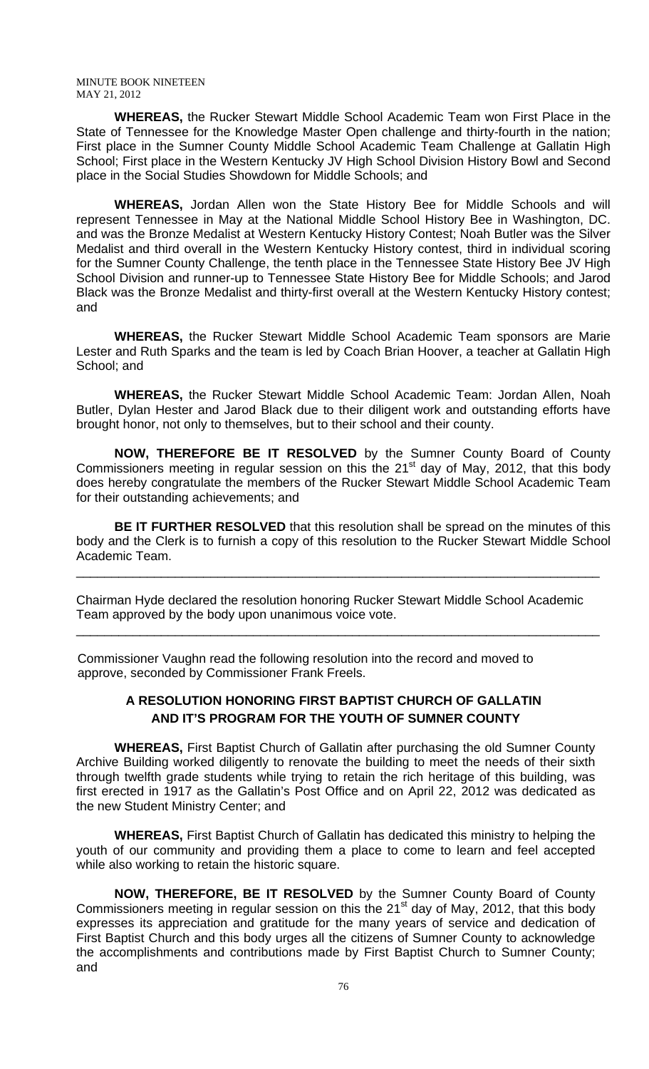**WHEREAS,** the Rucker Stewart Middle School Academic Team won First Place in the State of Tennessee for the Knowledge Master Open challenge and thirty-fourth in the nation; First place in the Sumner County Middle School Academic Team Challenge at Gallatin High School; First place in the Western Kentucky JV High School Division History Bowl and Second place in the Social Studies Showdown for Middle Schools; and

**WHEREAS,** Jordan Allen won the State History Bee for Middle Schools and will represent Tennessee in May at the National Middle School History Bee in Washington, DC. and was the Bronze Medalist at Western Kentucky History Contest; Noah Butler was the Silver Medalist and third overall in the Western Kentucky History contest, third in individual scoring for the Sumner County Challenge, the tenth place in the Tennessee State History Bee JV High School Division and runner-up to Tennessee State History Bee for Middle Schools; and Jarod Black was the Bronze Medalist and thirty-first overall at the Western Kentucky History contest; and

**WHEREAS,** the Rucker Stewart Middle School Academic Team sponsors are Marie Lester and Ruth Sparks and the team is led by Coach Brian Hoover, a teacher at Gallatin High School; and

**WHEREAS,** the Rucker Stewart Middle School Academic Team: Jordan Allen, Noah Butler, Dylan Hester and Jarod Black due to their diligent work and outstanding efforts have brought honor, not only to themselves, but to their school and their county.

**NOW, THEREFORE BE IT RESOLVED** by the Sumner County Board of County Commissioners meeting in regular session on this the 21st day of May, 2012, that this body does hereby congratulate the members of the Rucker Stewart Middle School Academic Team for their outstanding achievements; and

**BE IT FURTHER RESOLVED** that this resolution shall be spread on the minutes of this body and the Clerk is to furnish a copy of this resolution to the Rucker Stewart Middle School Academic Team.

---

Chairman Hyde declared the resolution honoring Rucker Stewart Middle School Academic Team approved by the body upon unanimous voice vote.

---

Commissioner Vaughn read the following resolution into the record and moved to approve, seconded by Commissioner Frank Freels.

## A RESOLUTION HONORING FIRST BAPTIST CHURCH OF GALLATIN AND IT'S PROGRAM FOR THE YOUTH OF SUMNER COUNTY

**WHEREAS,** First Baptist Church of Gallatin after purchasing the old Sumner County Archive Building worked diligently to renovate the building to meet the needs of their sixth through twelfth grade students while trying to retain the rich heritage of this building, was first erected in 1917 as the Gallatin's Post Office and on April 22, 2012 was dedicated as the new Student Ministry Center; and

**WHEREAS,** First Baptist Church of Gallatin has dedicated this ministry to helping the youth of our community and providing them a place to come to learn and feel accepted while also working to retain the historic square.

**NOW, THEREFORE, BE IT RESOLVED** by the Sumner County Board of County Commissioners meeting in regular session on this the 21st day of May, 2012, that this body expresses its appreciation and gratitude for the many years of service and dedication of First Baptist Church and this body urges all the citizens of Sumner County to acknowledge the accomplishments and contributions made by First Baptist Church to Sumner County; and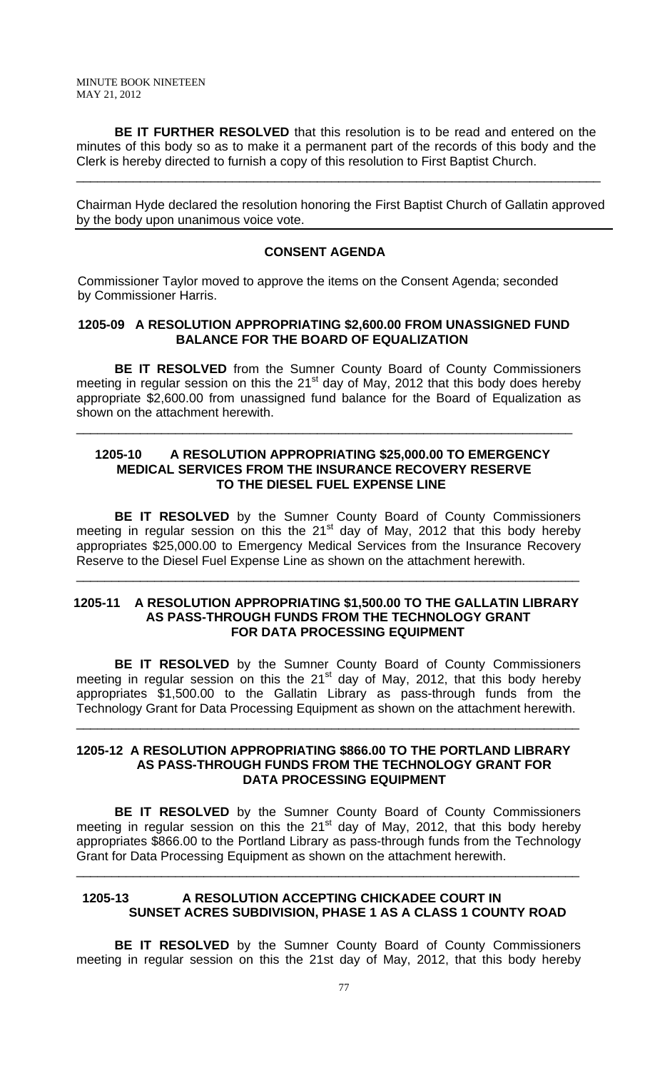**BE IT FURTHER RESOLVED** that this resolution is to be read and entered on the minutes of this body so as to make it a permanent part of the records of this body and the Clerk is hereby directed to furnish a copy of this resolution to First Baptist Church.

---

Chairman Hyde declared the resolution honoring the First Baptist Church of Gallatin approved by the body upon unanimous voice vote.

---

### CONSENT AGENDA

Commissioner Taylor moved to approve the items on the Consent Agenda; seconded by Commissioner Harris.

### 1205-09 A RESOLUTION APPROPRIATING $2,600.00 FROM UNASSIGNED FUND BALANCE FOR THE BOARD OF EQUALIZATION

**BE IT RESOLVED** from the Sumner County Board of County Commissioners meeting in regular session on this the 21st day of May, 2012 that this body does hereby appropriate $2,600.00 from unassigned fund balance for the Board of Equalization as shown on the attachment herewith.

---

### 1205-10 A RESOLUTION APPROPRIATING $25,000.00 TO EMERGENCY MEDICAL SERVICES FROM THE INSURANCE RECOVERY RESERVE TO THE DIESEL FUEL EXPENSE LINE

**BE IT RESOLVED** by the Sumner County Board of County Commissioners meeting in regular session on this the 21st day of May, 2012 that this body hereby appropriates $25,000.00 to Emergency Medical Services from the Insurance Recovery Reserve to the Diesel Fuel Expense Line as shown on the attachment herewith.

---

### 1205-11 A RESOLUTION APPROPRIATING $1,500.00 TO THE GALLATIN LIBRARY AS PASS-THROUGH FUNDS FROM THE TECHNOLOGY GRANT FOR DATA PROCESSING EQUIPMENT

**BE IT RESOLVED** by the Sumner County Board of County Commissioners meeting in regular session on this the 21st day of May, 2012, that this body hereby appropriates $1,500.00 to the Gallatin Library as pass-through funds from the Technology Grant for Data Processing Equipment as shown on the attachment herewith.

---

### 1205-12 A RESOLUTION APPROPRIATING $866.00 TO THE PORTLAND LIBRARY AS PASS-THROUGH FUNDS FROM THE TECHNOLOGY GRANT FOR DATA PROCESSING EQUIPMENT

**BE IT RESOLVED** by the Sumner County Board of County Commissioners meeting in regular session on this the 21st day of May, 2012, that this body hereby appropriates $866.00 to the Portland Library as pass-through funds from the Technology Grant for Data Processing Equipment as shown on the attachment herewith.

---

### 1205-13 A RESOLUTION ACCEPTING CHICKADEE COURT IN SUNSET ACRES SUBDIVISION, PHASE 1 AS A CLASS 1 COUNTY ROAD

**BE IT RESOLVED** by the Sumner County Board of County Commissioners meeting in regular session on this the 21st day of May, 2012, that this body hereby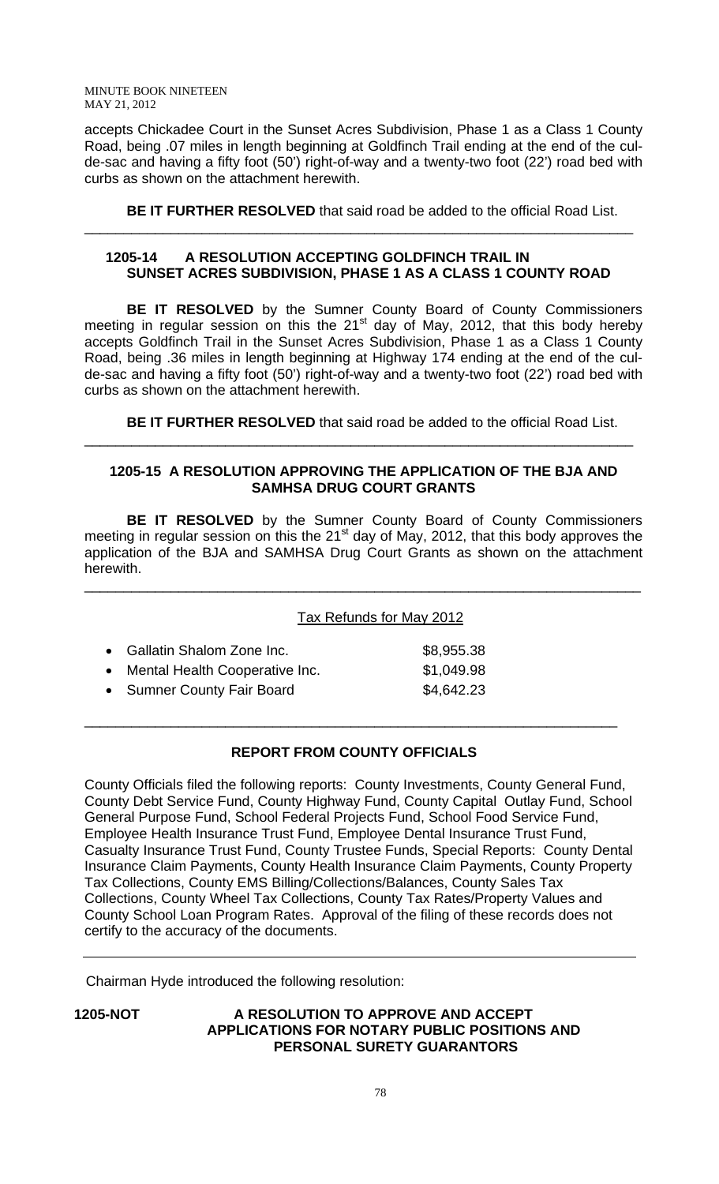accepts Chickadee Court in the Sunset Acres Subdivision, Phase 1 as a Class 1 County Road, being .07 miles in length beginning at Goldfinch Trail ending at the end of the cul-de-sac and having a fifty foot (50') right-of-way and a twenty-two foot (22') road bed with curbs as shown on the attachment herewith.

**BE IT FURTHER RESOLVED** that said road be added to the official Road List.

---

**1205-14 A RESOLUTION ACCEPTING GOLDFINCH TRAIL IN SUNSET ACRES SUBDIVISION, PHASE 1 AS A CLASS 1 COUNTY ROAD**

**BE IT RESOLVED** by the Sumner County Board of County Commissioners meeting in regular session on this the 21st day of May, 2012, that this body hereby accepts Goldfinch Trail in the Sunset Acres Subdivision, Phase 1 as a Class 1 County Road, being .36 miles in length beginning at Highway 174 ending at the end of the cul-de-sac and having a fifty foot (50') right-of-way and a twenty-two foot (22') road bed with curbs as shown on the attachment herewith.

**BE IT FURTHER RESOLVED** that said road be added to the official Road List.

---

**1205-15 A RESOLUTION APPROVING THE APPLICATION OF THE BJA AND SAMHSA DRUG COURT GRANTS**

**BE IT RESOLVED** by the Sumner County Board of County Commissioners meeting in regular session on this the 21st day of May, 2012, that this body approves the application of the BJA and SAMHSA Drug Court Grants as shown on the attachment herewith.

---

Tax Refunds for May 2012

- Gallatin Shalom Zone Inc. $8,955.38
- Mental Health Cooperative Inc. $1,049.98
- Sumner County Fair Board $4,642.23

---

**REPORT FROM COUNTY OFFICIALS**

County Officials filed the following reports: County Investments, County General Fund, County Debt Service Fund, County Highway Fund, County Capital Outlay Fund, School General Purpose Fund, School Federal Projects Fund, School Food Service Fund, Employee Health Insurance Trust Fund, Employee Dental Insurance Trust Fund, Casualty Insurance Trust Fund, County Trustee Funds, Special Reports: County Dental Insurance Claim Payments, County Health Insurance Claim Payments, County Property Tax Collections, County EMS Billing/Collections/Balances, County Sales Tax Collections, County Wheel Tax Collections, County Tax Rates/Property Values and County School Loan Program Rates. Approval of the filing of these records does not certify to the accuracy of the documents.

---

Chairman Hyde introduced the following resolution:

**1205-NOT A RESOLUTION TO APPROVE AND ACCEPT APPLICATIONS FOR NOTARY PUBLIC POSITIONS AND PERSONAL SURETY GUARANTORS**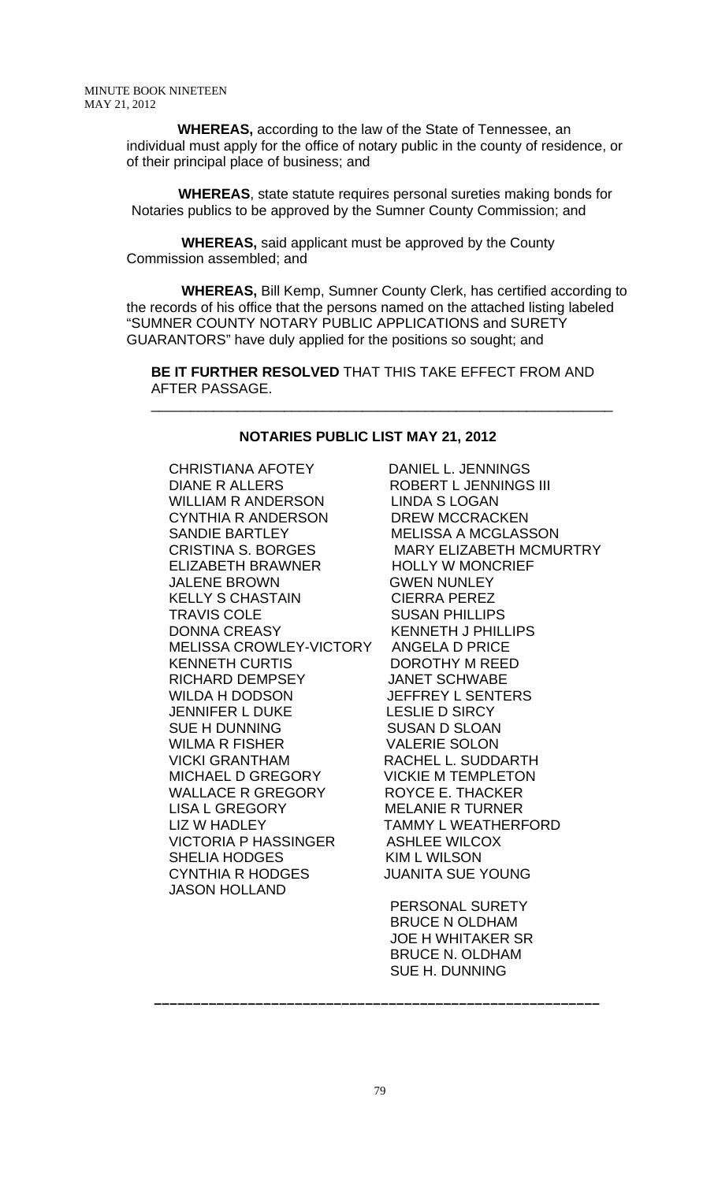**WHEREAS,** according to the law of the State of Tennessee, an individual must apply for the office of notary public in the county of residence, or of their principal place of business; and

**WHEREAS**, state statute requires personal sureties making bonds for Notaries publics to be approved by the Sumner County Commission; and

**WHEREAS,** said applicant must be approved by the County Commission assembled; and

**WHEREAS,** Bill Kemp, Sumner County Clerk, has certified according to the records of his office that the persons named on the attached listing labeled "SUMNER COUNTY NOTARY PUBLIC APPLICATIONS and SURETY GUARANTORS" have duly applied for the positions so sought; and

**BE IT FURTHER RESOLVED** THAT THIS TAKE EFFECT FROM AND AFTER PASSAGE.

---

**NOTARIES PUBLIC LIST MAY 21, 2012**

CHRISTIANA AFOTEY
DIANE R ALLERS
WILLIAM R ANDERSON
CYNTHIA R ANDERSON
SANDIE BARTLEY
CRISTINA S. BORGES
ELIZABETH BRAWNER
JALENE BROWN
KELLY S CHASTAIN
TRAVIS COLE
DONNA CREASY
MELISSA CROWLEY-VICTORY
KENNETH CURTIS
RICHARD DEMPSEY
WILDA H DODSON
JENNIFER L DUKE
SUE H DUNNING
WILMA R FISHER
VICKI GRANTHAM
MICHAEL D GREGORY
WALLACE R GREGORY
LISA L GREGORY
LIZ W HADLEY
VICTORIA P HASSINGER
SHELIA HODGES
CYNTHIA R HODGES
JASON HOLLAND
DANIEL L. JENNINGS
ROBERT L JENNINGS III
LINDA S LOGAN
DREW MCCRACKEN
MELISSA A MCGLASSON
MARY ELIZABETH MCMURTRY
HOLLY W MONCRIEF
GWEN NUNLEY
CIERRA PEREZ
SUSAN PHILLIPS
KENNETH J PHILLIPS
ANGELA D PRICE
DOROTHY M REED
JANET SCHWABE
JEFFREY L SENTERS
LESLIE D SIRCY
SUSAN D SLOAN
VALERIE SOLON
RACHEL L. SUDDARTH
VICKIE M TEMPLETON
ROYCE E. THACKER
MELANIE R TURNER
TAMMY L WEATHERFORD
ASHLEE WILCOX
KIM L WILSON
JUANITA SUE YOUNG

PERSONAL SURETY
BRUCE N OLDHAM
JOE H WHITAKER SR
BRUCE N. OLDHAM
SUE H. DUNNING

---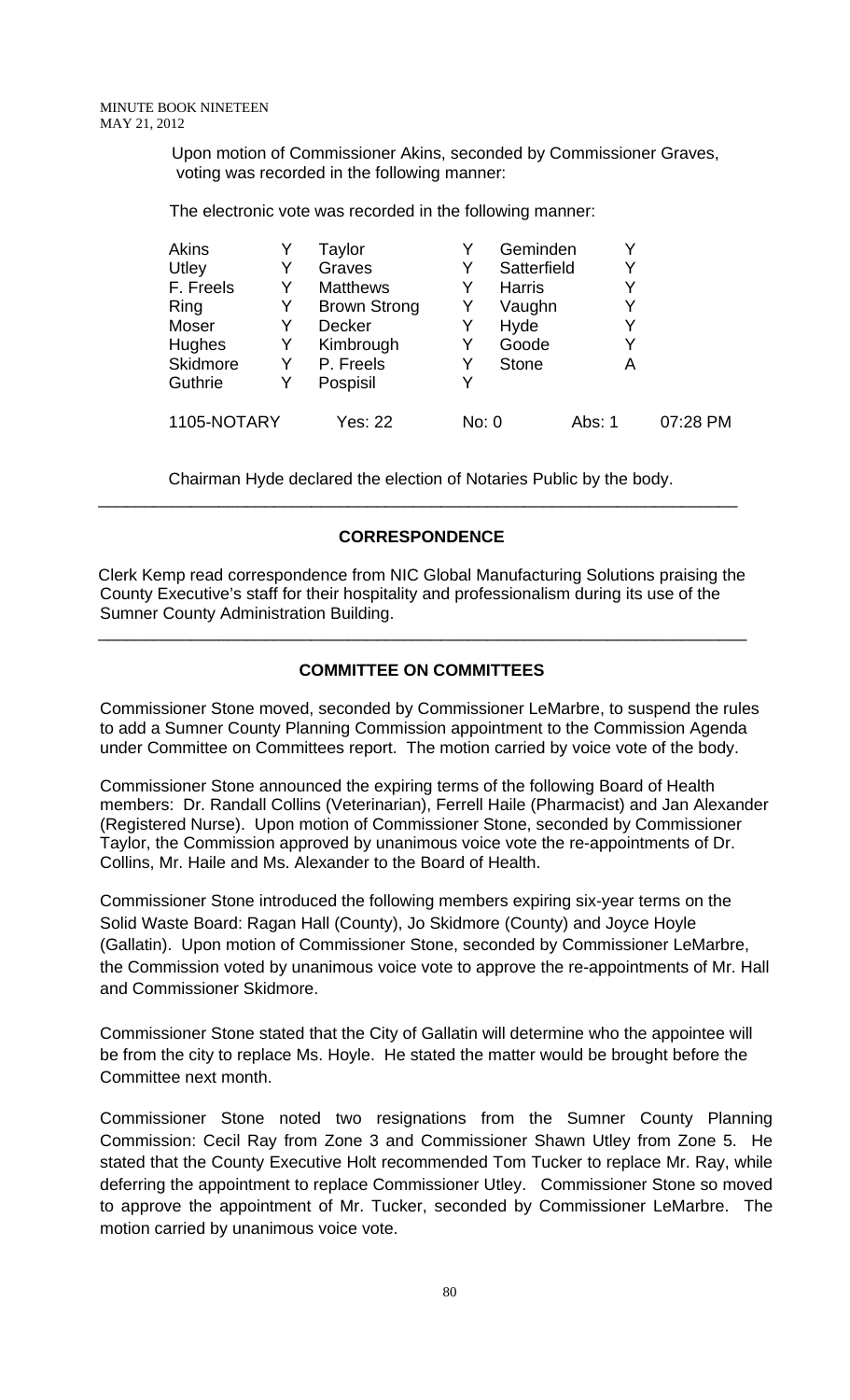MINUTE BOOK NINETEEN
MAY 21, 2012

Upon motion of Commissioner Akins, seconded by Commissioner Graves, voting was recorded in the following manner:

The electronic vote was recorded in the following manner:

| | | | | | | |
|---|---|---|---|---|---|---|
| Akins | Y | Taylor | Y | Geminden | Y | |
| Utley | Y | Graves | Y | Satterfield | Y | |
| F. Freels | Y | Matthews | Y | Harris | Y | |
| Ring | Y | Brown Strong | Y | Vaughn | Y | |
| Moser | Y | Decker | Y | Hyde | Y | |
| Hughes | Y | Kimbrough | Y | Goode | Y | |
| Skidmore | Y | P. Freels | Y | Stone | A | |
| Guthrie | Y | Pospisil | Y | | | |
| 1105-NOTARY | | Yes: 22 | No: 0 | | Abs: 1 | 07:28 PM |

Chairman Hyde declared the election of Notaries Public by the body.

---

## CORRESPONDENCE

Clerk Kemp read correspondence from NIC Global Manufacturing Solutions praising the County Executive's staff for their hospitality and professionalism during its use of the Sumner County Administration Building.

---

## COMMITTEE ON COMMITTEES

Commissioner Stone moved, seconded by Commissioner LeMarbre, to suspend the rules to add a Sumner County Planning Commission appointment to the Commission Agenda under Committee on Committees report. The motion carried by voice vote of the body.

Commissioner Stone announced the expiring terms of the following Board of Health members: Dr. Randall Collins (Veterinarian), Ferrell Haile (Pharmacist) and Jan Alexander (Registered Nurse). Upon motion of Commissioner Stone, seconded by Commissioner Taylor, the Commission approved by unanimous voice vote the re-appointments of Dr. Collins, Mr. Haile and Ms. Alexander to the Board of Health.

Commissioner Stone introduced the following members expiring six-year terms on the Solid Waste Board: Ragan Hall (County), Jo Skidmore (County) and Joyce Hoyle (Gallatin). Upon motion of Commissioner Stone, seconded by Commissioner LeMarbre, the Commission voted by unanimous voice vote to approve the re-appointments of Mr. Hall and Commissioner Skidmore.

Commissioner Stone stated that the City of Gallatin will determine who the appointee will be from the city to replace Ms. Hoyle. He stated the matter would be brought before the Committee next month.

Commissioner Stone noted two resignations from the Sumner County Planning Commission: Cecil Ray from Zone 3 and Commissioner Shawn Utley from Zone 5. He stated that the County Executive Holt recommended Tom Tucker to replace Mr. Ray, while deferring the appointment to replace Commissioner Utley. Commissioner Stone so moved to approve the appointment of Mr. Tucker, seconded by Commissioner LeMarbre. The motion carried by unanimous voice vote.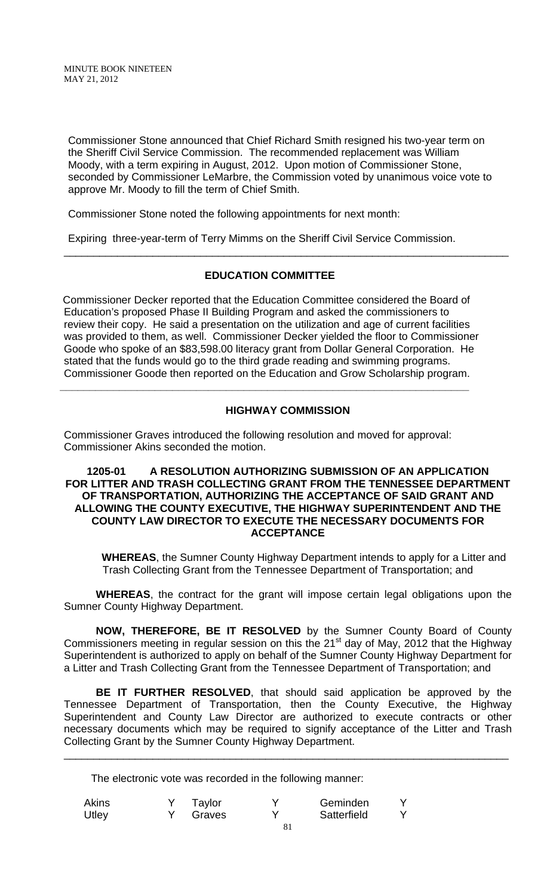Commissioner Stone announced that Chief Richard Smith resigned his two-year term on the Sheriff Civil Service Commission. The recommended replacement was William Moody, with a term expiring in August, 2012. Upon motion of Commissioner Stone, seconded by Commissioner LeMarbre, the Commission voted by unanimous voice vote to approve Mr. Moody to fill the term of Chief Smith.

Commissioner Stone noted the following appointments for next month:

Expiring three-year-term of Terry Mimms on the Sheriff Civil Service Commission.

---

## EDUCATION COMMITTEE

Commissioner Decker reported that the Education Committee considered the Board of Education's proposed Phase II Building Program and asked the commissioners to review their copy. He said a presentation on the utilization and age of current facilities was provided to them, as well. Commissioner Decker yielded the floor to Commissioner Goode who spoke of an $83,598.00 literacy grant from Dollar General Corporation. He stated that the funds would go to the third grade reading and swimming programs. Commissioner Goode then reported on the Education and Grow Scholarship program.

---

## HIGHWAY COMMISSION

Commissioner Graves introduced the following resolution and moved for approval: Commissioner Akins seconded the motion.

**1205-01 A RESOLUTION AUTHORIZING SUBMISSION OF AN APPLICATION FOR LITTER AND TRASH COLLECTING GRANT FROM THE TENNESSEE DEPARTMENT OF TRANSPORTATION, AUTHORIZING THE ACCEPTANCE OF SAID GRANT AND ALLOWING THE COUNTY EXECUTIVE, THE HIGHWAY SUPERINTENDENT AND THE COUNTY LAW DIRECTOR TO EXECUTE THE NECESSARY DOCUMENTS FOR ACCEPTANCE**

**WHEREAS**, the Sumner County Highway Department intends to apply for a Litter and Trash Collecting Grant from the Tennessee Department of Transportation; and

**WHEREAS**, the contract for the grant will impose certain legal obligations upon the Sumner County Highway Department.

**NOW, THEREFORE, BE IT RESOLVED** by the Sumner County Board of County Commissioners meeting in regular session on this the 21st day of May, 2012 that the Highway Superintendent is authorized to apply on behalf of the Sumner County Highway Department for a Litter and Trash Collecting Grant from the Tennessee Department of Transportation; and

**BE IT FURTHER RESOLVED**, that should said application be approved by the Tennessee Department of Transportation, then the County Executive, the Highway Superintendent and County Law Director are authorized to execute contracts or other necessary documents which may be required to signify acceptance of the Litter and Trash Collecting Grant by the Sumner County Highway Department.

---

The electronic vote was recorded in the following manner:

| | | | | | |
|---|---|---|---|---|---|
| Akins | Y | Taylor | Y | Geminden | Y |
| Utley | Y | Graves | Y | Satterfield | Y |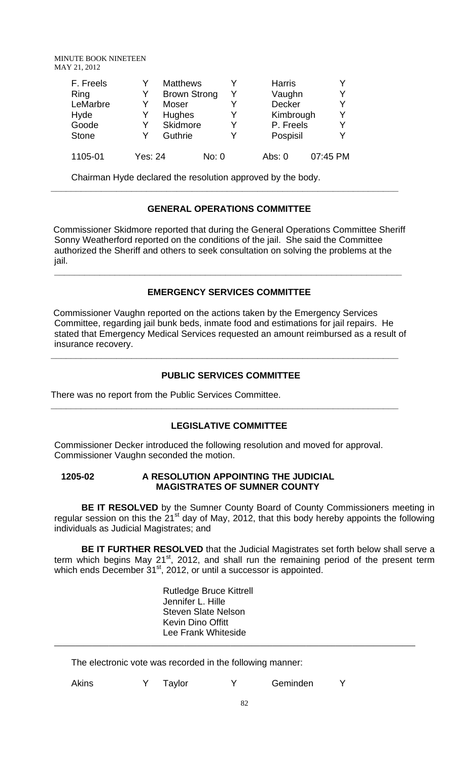| F. Freels | Y | Matthews | Y | Harris | Y |
|---|---|---|---|---|---|
| Ring | Y | Brown Strong | Y | Vaughn | Y |
| LeMarbre | Y | Moser | Y | Decker | Y |
| Hyde | Y | Hughes | Y | Kimbrough | Y |
| Goode | Y | Skidmore | Y | P. Freels | Y |
| Stone | Y | Guthrie | Y | Pospisil | Y |
| 1105-01 | Yes: 24 | No: 0 | | Abs: 0 | 07:45 PM |

Chairman Hyde declared the resolution approved by the body.

---

## GENERAL OPERATIONS COMMITTEE

Commissioner Skidmore reported that during the General Operations Committee Sheriff Sonny Weatherford reported on the conditions of the jail. She said the Committee authorized the Sheriff and others to seek consultation on solving the problems at the jail.

---

## EMERGENCY SERVICES COMMITTEE

Commissioner Vaughn reported on the actions taken by the Emergency Services Committee, regarding jail bunk beds, inmate food and estimations for jail repairs. He stated that Emergency Medical Services requested an amount reimbursed as a result of insurance recovery.

---

## PUBLIC SERVICES COMMITTEE

There was no report from the Public Services Committee.

---

## LEGISLATIVE COMMITTEE

Commissioner Decker introduced the following resolution and moved for approval. Commissioner Vaughn seconded the motion.

**1205-02 A RESOLUTION APPOINTING THE JUDICIAL MAGISTRATES OF SUMNER COUNTY**

**BE IT RESOLVED** by the Sumner County Board of County Commissioners meeting in regular session on this the 21st day of May, 2012, that this body hereby appoints the following individuals as Judicial Magistrates; and

**BE IT FURTHER RESOLVED** that the Judicial Magistrates set forth below shall serve a term which begins May 21st, 2012, and shall run the remaining period of the present term which ends December 31st, 2012, or until a successor is appointed.

Rutledge Bruce Kittrell
Jennifer L. Hille
Steven Slate Nelson
Kevin Dino Offitt
Lee Frank Whiteside

---

The electronic vote was recorded in the following manner:

| Akins | Y | Taylor | Y | Geminden | Y |
|---|---|---|---|---|---|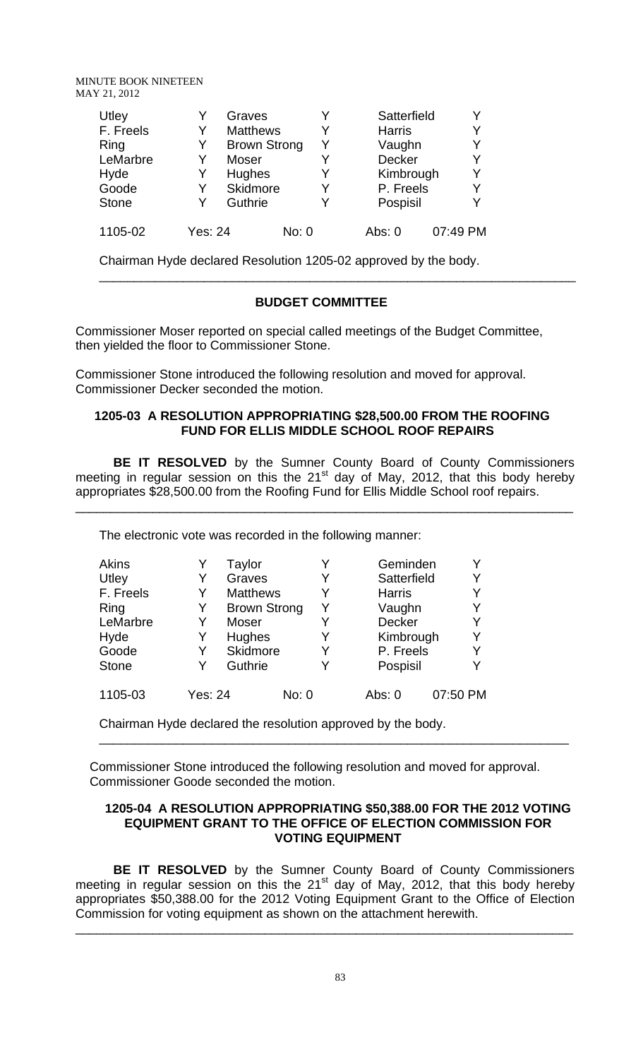| Utley | Y | Graves | Y | Satterfield | Y |
|---|---|---|---|---|---|
| F. Freels | Y | Matthews | Y | Harris | Y |
| Ring | Y | Brown Strong | Y | Vaughn | Y |
| LeMarbre | Y | Moser | Y | Decker | Y |
| Hyde | Y | Hughes | Y | Kimbrough | Y |
| Goode | Y | Skidmore | Y | P. Freels | Y |
| Stone | Y | Guthrie | Y | Pospisil | Y |
| 1105-02 | Yes: 24 | No: 0 | | Abs: 0 | 07:49 PM |

Chairman Hyde declared Resolution 1205-02 approved by the body.

---

## BUDGET COMMITTEE

Commissioner Moser reported on special called meetings of the Budget Committee, then yielded the floor to Commissioner Stone.

Commissioner Stone introduced the following resolution and moved for approval. Commissioner Decker seconded the motion.

### 1205-03 A RESOLUTION APPROPRIATING $28,500.00 FROM THE ROOFING FUND FOR ELLIS MIDDLE SCHOOL ROOF REPAIRS

**BE IT RESOLVED** by the Sumner County Board of County Commissioners meeting in regular session on this the 21st day of May, 2012, that this body hereby appropriates $28,500.00 from the Roofing Fund for Ellis Middle School roof repairs.

---

The electronic vote was recorded in the following manner:

| Akins | Y | Taylor | Y | Geminden | Y |
|---|---|---|---|---|---|
| Utley | Y | Graves | Y | Satterfield | Y |
| F. Freels | Y | Matthews | Y | Harris | Y |
| Ring | Y | Brown Strong | Y | Vaughn | Y |
| LeMarbre | Y | Moser | Y | Decker | Y |
| Hyde | Y | Hughes | Y | Kimbrough | Y |
| Goode | Y | Skidmore | Y | P. Freels | Y |
| Stone | Y | Guthrie | Y | Pospisil | Y |
| 1105-03 | Yes: 24 | No: 0 | | Abs: 0 | 07:50 PM |

Chairman Hyde declared the resolution approved by the body.

---

Commissioner Stone introduced the following resolution and moved for approval. Commissioner Goode seconded the motion.

### 1205-04 A RESOLUTION APPROPRIATING $50,388.00 FOR THE 2012 VOTING EQUIPMENT GRANT TO THE OFFICE OF ELECTION COMMISSION FOR VOTING EQUIPMENT

**BE IT RESOLVED** by the Sumner County Board of County Commissioners meeting in regular session on this the 21st day of May, 2012, that this body hereby appropriates $50,388.00 for the 2012 Voting Equipment Grant to the Office of Election Commission for voting equipment as shown on the attachment herewith.

---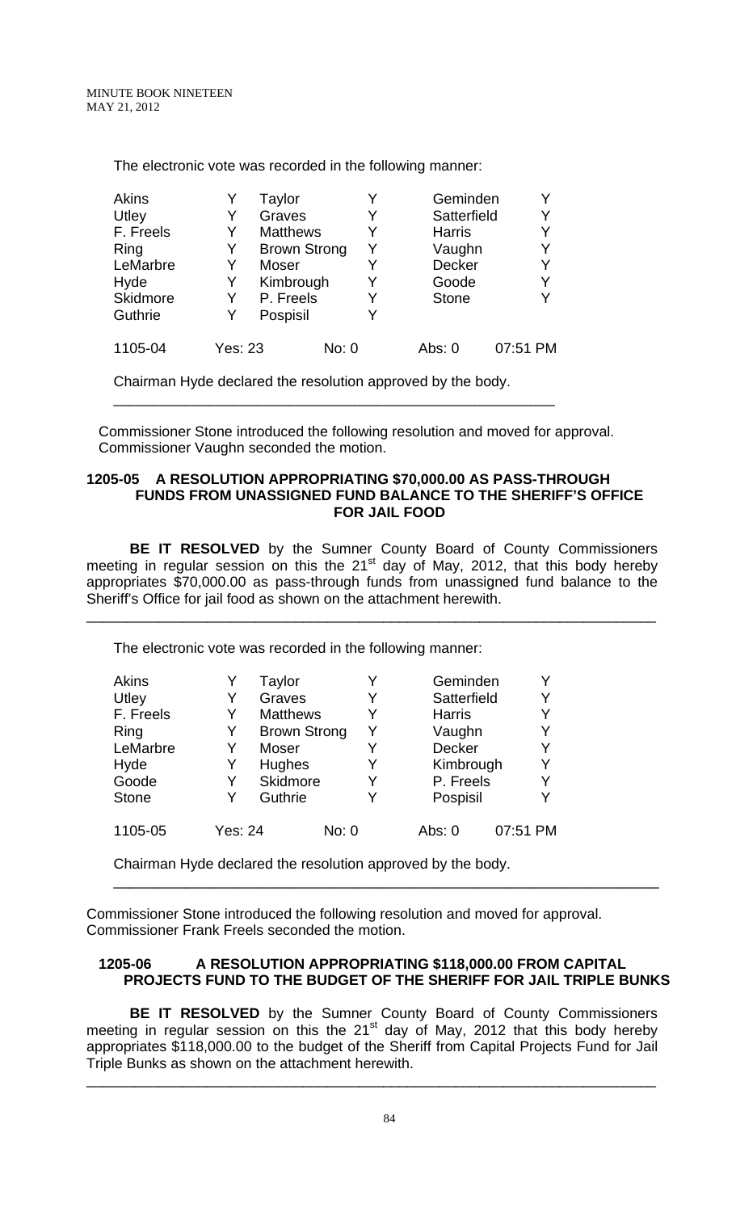The electronic vote was recorded in the following manner:

| | | | | | |
|---|---|---|---|---|---|
| Akins | Y | Taylor | Y | Geminden | Y |
| Utley | Y | Graves | Y | Satterfield | Y |
| F. Freels | Y | Matthews | Y | Harris | Y |
| Ring | Y | Brown Strong | Y | Vaughn | Y |
| LeMarbre | Y | Moser | Y | Decker | Y |
| Hyde | Y | Kimbrough | Y | Goode | Y |
| Skidmore | Y | P. Freels | Y | Stone | Y |
| Guthrie | Y | Pospisil | Y | | |
| 1105-04 | Yes: 23 | No: 0 | | Abs: 0 | 07:51 PM |

Chairman Hyde declared the resolution approved by the body.

---

Commissioner Stone introduced the following resolution and moved for approval. Commissioner Vaughn seconded the motion.

**1205-05 A RESOLUTION APPROPRIATING $70,000.00 AS PASS-THROUGH FUNDS FROM UNASSIGNED FUND BALANCE TO THE SHERIFF'S OFFICE FOR JAIL FOOD**

**BE IT RESOLVED** by the Sumner County Board of County Commissioners meeting in regular session on this the 21st day of May, 2012, that this body hereby appropriates $70,000.00 as pass-through funds from unassigned fund balance to the Sheriff's Office for jail food as shown on the attachment herewith.

---

The electronic vote was recorded in the following manner:

| | | | | | |
|---|---|---|---|---|---|
| Akins | Y | Taylor | Y | Geminden | Y |
| Utley | Y | Graves | Y | Satterfield | Y |
| F. Freels | Y | Matthews | Y | Harris | Y |
| Ring | Y | Brown Strong | Y | Vaughn | Y |
| LeMarbre | Y | Moser | Y | Decker | Y |
| Hyde | Y | Hughes | Y | Kimbrough | Y |
| Goode | Y | Skidmore | Y | P. Freels | Y |
| Stone | Y | Guthrie | Y | Pospisil | Y |
| 1105-05 | Yes: 24 | No: 0 | | Abs: 0 | 07:51 PM |

Chairman Hyde declared the resolution approved by the body.

---

Commissioner Stone introduced the following resolution and moved for approval. Commissioner Frank Freels seconded the motion.

**1205-06 A RESOLUTION APPROPRIATING $118,000.00 FROM CAPITAL PROJECTS FUND TO THE BUDGET OF THE SHERIFF FOR JAIL TRIPLE BUNKS**

**BE IT RESOLVED** by the Sumner County Board of County Commissioners meeting in regular session on this the 21st day of May, 2012 that this body hereby appropriates $118,000.00 to the budget of the Sheriff from Capital Projects Fund for Jail Triple Bunks as shown on the attachment herewith.

---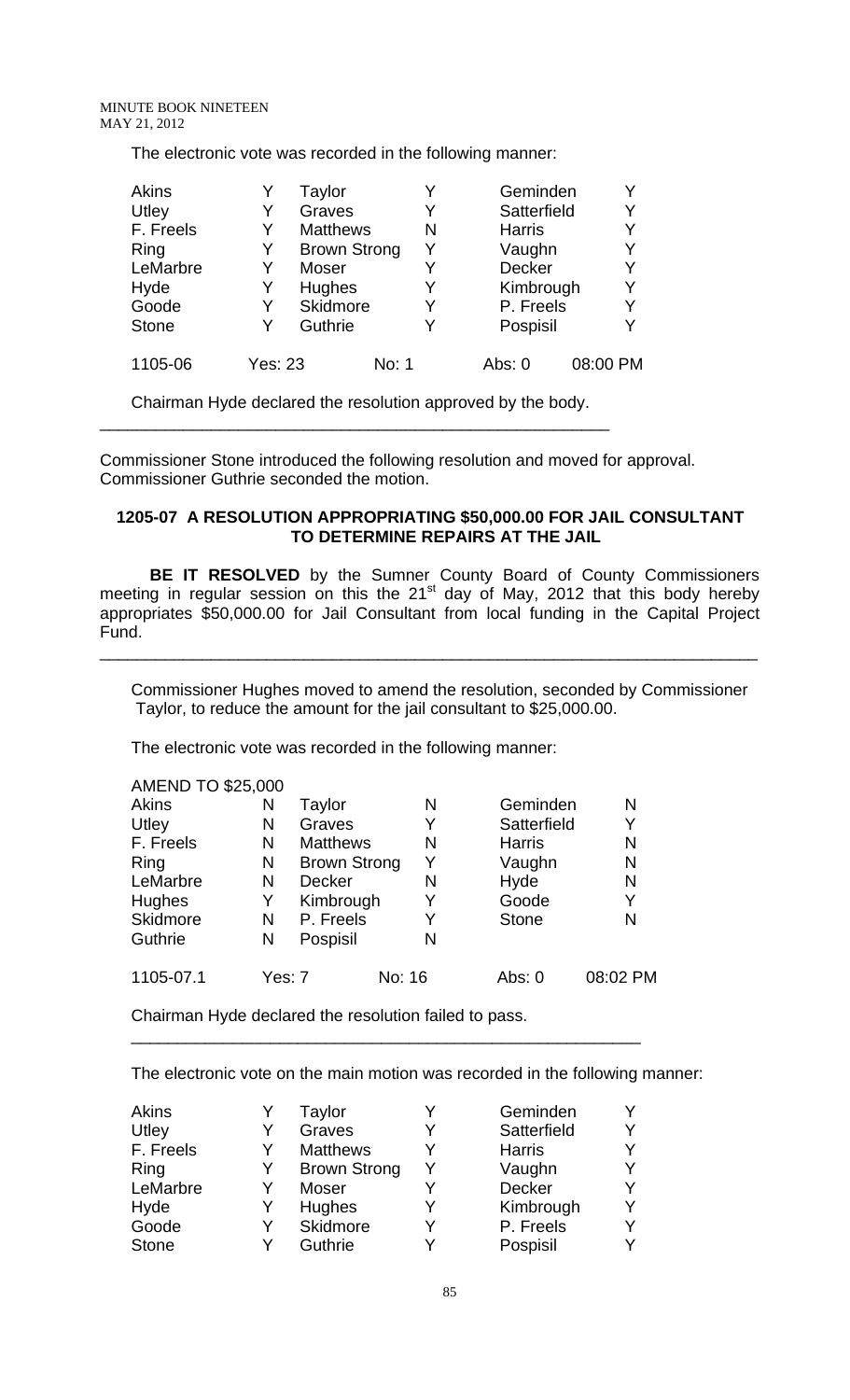The electronic vote was recorded in the following manner:

| | | | | | |
|---|---|---|---|---|---|
| Akins | Y | Taylor | Y | Geminden | Y |
| Utley | Y | Graves | Y | Satterfield | Y |
| F. Freels | Y | Matthews | N | Harris | Y |
| Ring | Y | Brown Strong | Y | Vaughn | Y |
| LeMarbre | Y | Moser | Y | Decker | Y |
| Hyde | Y | Hughes | Y | Kimbrough | Y |
| Goode | Y | Skidmore | Y | P. Freels | Y |
| Stone | Y | Guthrie | Y | Pospisil | Y |
| 1105-06 | Yes: 23 | No: 1 | | Abs: 0 | 08:00 PM |

Chairman Hyde declared the resolution approved by the body.

---

Commissioner Stone introduced the following resolution and moved for approval. Commissioner Guthrie seconded the motion.

### 1205-07 A RESOLUTION APPROPRIATING $50,000.00 FOR JAIL CONSULTANT TO DETERMINE REPAIRS AT THE JAIL

**BE IT RESOLVED** by the Sumner County Board of County Commissioners meeting in regular session on this the 21st day of May, 2012 that this body hereby appropriates $50,000.00 for Jail Consultant from local funding in the Capital Project Fund.

---

Commissioner Hughes moved to amend the resolution, seconded by Commissioner Taylor, to reduce the amount for the jail consultant to $25,000.00.

The electronic vote was recorded in the following manner:

| AMEND TO $25,000 | | | | | |
|---|---|---|---|---|---|
| Akins | N | Taylor | N | Geminden | N |
| Utley | N | Graves | Y | Satterfield | Y |
| F. Freels | N | Matthews | N | Harris | N |
| Ring | N | Brown Strong | Y | Vaughn | N |
| LeMarbre | N | Decker | N | Hyde | N |
| Hughes | Y | Kimbrough | Y | Goode | Y |
| Skidmore | N | P. Freels | Y | Stone | N |
| Guthrie | N | Pospisil | N | | |
| 1105-07.1 | Yes: 7 | No: 16 | | Abs: 0 | 08:02 PM |

Chairman Hyde declared the resolution failed to pass.

---

The electronic vote on the main motion was recorded in the following manner:

| | | | | | |
|---|---|---|---|---|---|
| Akins | Y | Taylor | Y | Geminden | Y |
| Utley | Y | Graves | Y | Satterfield | Y |
| F. Freels | Y | Matthews | Y | Harris | Y |
| Ring | Y | Brown Strong | Y | Vaughn | Y |
| LeMarbre | Y | Moser | Y | Decker | Y |
| Hyde | Y | Hughes | Y | Kimbrough | Y |
| Goode | Y | Skidmore | Y | P. Freels | Y |
| Stone | Y | Guthrie | Y | Pospisil | Y |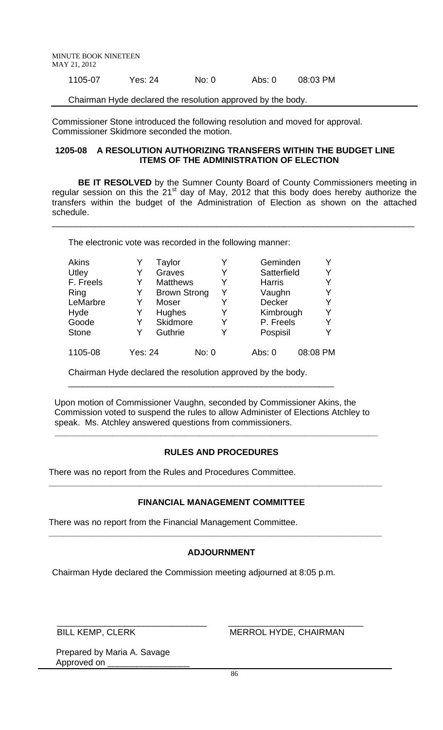| | | | | |
|---|---|---|---|---|
| 1105-07 | Yes: 24 | No: 0 | Abs: 0 | 08:03 PM |

Chairman Hyde declared the resolution approved by the body.

---

Commissioner Stone introduced the following resolution and moved for approval. Commissioner Skidmore seconded the motion.

### 1205-08 A RESOLUTION AUTHORIZING TRANSFERS WITHIN THE BUDGET LINE ITEMS OF THE ADMINISTRATION OF ELECTION

**BE IT RESOLVED** by the Sumner County Board of County Commissioners meeting in regular session on this the 21st day of May, 2012 that this body does hereby authorize the transfers within the budget of the Administration of Election as shown on the attached schedule.

---

The electronic vote was recorded in the following manner:

| | | | | | |
|---|---|---|---|---|---|
| Akins | Y | Taylor | Y | Geminden | Y |
| Utley | Y | Graves | Y | Satterfield | Y |
| F. Freels | Y | Matthews | Y | Harris | Y |
| Ring | Y | Brown Strong | Y | Vaughn | Y |
| LeMarbre | Y | Moser | Y | Decker | Y |
| Hyde | Y | Hughes | Y | Kimbrough | Y |
| Goode | Y | Skidmore | Y | P. Freels | Y |
| Stone | Y | Guthrie | Y | Pospisil | Y |

| | | | | |
|---|---|---|---|---|
| 1105-08 | Yes: 24 | No: 0 | Abs: 0 | 08:08 PM |

Chairman Hyde declared the resolution approved by the body.

---

Upon motion of Commissioner Vaughn, seconded by Commissioner Akins, the Commission voted to suspend the rules to allow Administer of Elections Atchley to speak. Ms. Atchley answered questions from commissioners.

---

## RULES AND PROCEDURES

There was no report from the Rules and Procedures Committee.

---

## FINANCIAL MANAGEMENT COMMITTEE

There was no report from the Financial Management Committee.

---

## ADJOURNMENT

Chairman Hyde declared the Commission meeting adjourned at 8:05 p.m.

\_\_\_\_\_\_\_\_\_\_\_\_\_\_\_\_\_\_\_\_\_\_\_\_\_\_\_\_\_\_ \_\_\_\_\_\_\_\_\_\_\_\_\_\_\_\_\_\_\_\_\_\_\_\_\_\_\_\_\_\_

BILL KEMP, CLERK MERROL HYDE, CHAIRMAN

Prepared by Maria A. Savage

Approved on \_\_\_\_\_\_\_\_\_\_\_\_\_\_\_\_\_